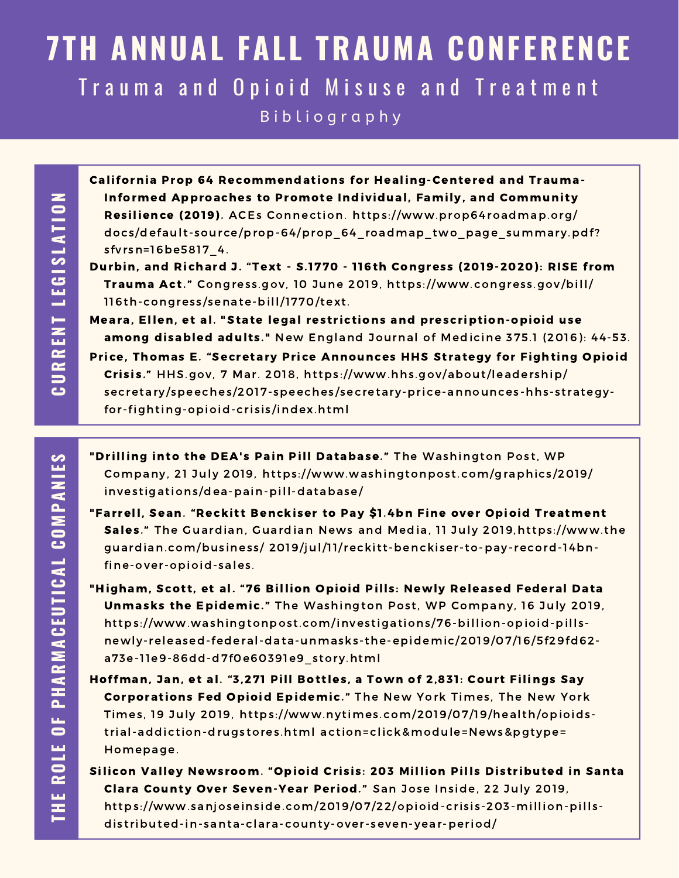# 7TH ANNUAL FALL TRAUMA CONFERENCE

## Trauma and Opioid Misuse and Treatment

### Bibliography

## CURRENT LEGISLATION

**California Prop 64 Recommendations for Healing-Centered and Trauma-Informed Approaches to Promote Individual, Family, and Community Resilience (2019).** ACEs Connection. https://www.prop64roadmap.org/docs/default-source/prop-64/prop_64_roadmap_two_page_summary.pdf?sfvrsn=16be5817_4.

**Durbin, and Richard J. "Text - S.1770 - 116th Congress (2019-2020): RISE from Trauma Act."** Congress.gov, 10 June 2019, https://www.congress.gov/bill/116th-congress/senate-bill/1770/text.

**Meara, Ellen, et al. "State legal restrictions and prescription-opioid use among disabled adults."** New England Journal of Medicine 375.1 (2016): 44-53.

**Price, Thomas E. "Secretary Price Announces HHS Strategy for Fighting Opioid Crisis."** HHS.gov, 7 Mar. 2018, https://www.hhs.gov/about/leadership/secretary/speeches/2017-speeches/secretary-price-announces-hhs-strategy-for-fighting-opioid-crisis/index.html

## THE ROLE OF PHARMACEUTICAL COMPANIES

**"Drilling into the DEA's Pain Pill Database."** The Washington Post, WP Company, 21 July 2019, https://www.washingtonpost.com/graphics/2019/investigations/dea-pain-pill-database/

**"Farrell, Sean. "Reckitt Benckiser to Pay $1.4bn Fine over Opioid Treatment Sales."** The Guardian, Guardian News and Media, 11 July 2019,https://www.theguardian.com/business/ 2019/jul/11/reckitt-benckiser-to-pay-record-14bn-fine-over-opioid-sales.

**"Higham, Scott, et al. "76 Billion Opioid Pills: Newly Released Federal Data Unmasks the Epidemic."** The Washington Post, WP Company, 16 July 2019, https://www.washingtonpost.com/investigations/76-billion-opioid-pills-newly-released-federal-data-unmasks-the-epidemic/2019/07/16/5f29fd62-a73e-11e9-86dd-d7f0e60391e9_story.html

**Hoffman, Jan, et al. "3,271 Pill Bottles, a Town of 2,831: Court Filings Say Corporations Fed Opioid Epidemic."** The New York Times, The New York Times, 19 July 2019, https://www.nytimes.com/2019/07/19/health/opioids-trial-addiction-drugstores.html action=click&module=News&pgtype=Homepage.

**Silicon Valley Newsroom. "Opioid Crisis: 203 Million Pills Distributed in Santa Clara County Over Seven-Year Period."** San Jose Inside, 22 July 2019, https://www.sanjoseinside.com/2019/07/22/opioid-crisis-203-million-pills-distributed-in-santa-clara-county-over-seven-year-period/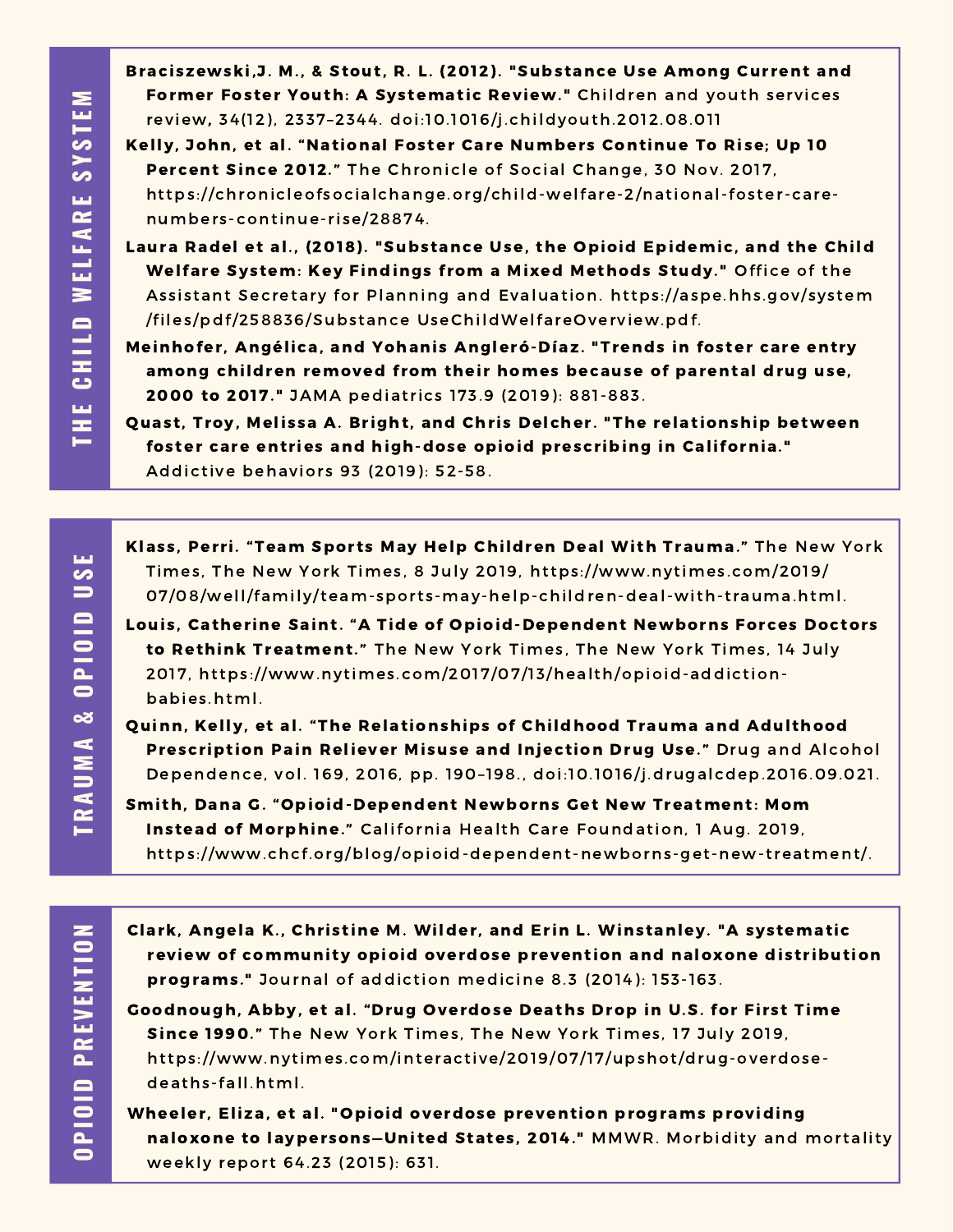## The Child Welfare System

**Braciszewski,J. M., & Stout, R. L. (2012). "Substance Use Among Current and Former Foster Youth: A Systematic Review."** Children and youth services review, 34(12), 2337–2344. doi:10.1016/j.childyouth.2012.08.011

**Kelly, John, et al. "National Foster Care Numbers Continue To Rise; Up 10 Percent Since 2012."** The Chronicle of Social Change, 30 Nov. 2017, https://chronicleofsocialchange.org/child-welfare-2/national-foster-care-numbers-continue-rise/28874.

**Laura Radel et al., (2018). "Substance Use, the Opioid Epidemic, and the Child Welfare System: Key Findings from a Mixed Methods Study."** Office of the Assistant Secretary for Planning and Evaluation. https://aspe.hhs.gov/system/files/pdf/258836/Substance UseChildWelfareOverview.pdf.

**Meinhofer, Angélica, and Yohanis Angleró-Díaz. "Trends in foster care entry among children removed from their homes because of parental drug use, 2000 to 2017."** JAMA pediatrics 173.9 (2019): 881-883.

**Quast, Troy, Melissa A. Bright, and Chris Delcher. "The relationship between foster care entries and high-dose opioid prescribing in California."** Addictive behaviors 93 (2019): 52-58.

## Trauma & Opioid Use

**Klass, Perri. "Team Sports May Help Children Deal With Trauma."** The New York Times, The New York Times, 8 July 2019, https://www.nytimes.com/2019/07/08/well/family/team-sports-may-help-children-deal-with-trauma.html.

**Louis, Catherine Saint. "A Tide of Opioid-Dependent Newborns Forces Doctors to Rethink Treatment."** The New York Times, The New York Times, 14 July 2017, https://www.nytimes.com/2017/07/13/health/opioid-addiction-babies.html.

**Quinn, Kelly, et al. "The Relationships of Childhood Trauma and Adulthood Prescription Pain Reliever Misuse and Injection Drug Use."** Drug and Alcohol Dependence, vol. 169, 2016, pp. 190–198., doi:10.1016/j.drugalcdep.2016.09.021.

**Smith, Dana G. "Opioid-Dependent Newborns Get New Treatment: Mom Instead of Morphine."** California Health Care Foundation, 1 Aug. 2019, https://www.chcf.org/blog/opioid-dependent-newborns-get-new-treatment/.

## Opioid Prevention

**Clark, Angela K., Christine M. Wilder, and Erin L. Winstanley. "A systematic review of community opioid overdose prevention and naloxone distribution programs."** Journal of addiction medicine 8.3 (2014): 153-163.

**Goodnough, Abby, et al. "Drug Overdose Deaths Drop in U.S. for First Time Since 1990."** The New York Times, The New York Times, 17 July 2019, https://www.nytimes.com/interactive/2019/07/17/upshot/drug-overdose-deaths-fall.html.

**Wheeler, Eliza, et al. "Opioid overdose prevention programs providing naloxone to laypersons—United States, 2014."** MMWR. Morbidity and mortality weekly report 64.23 (2015): 631.